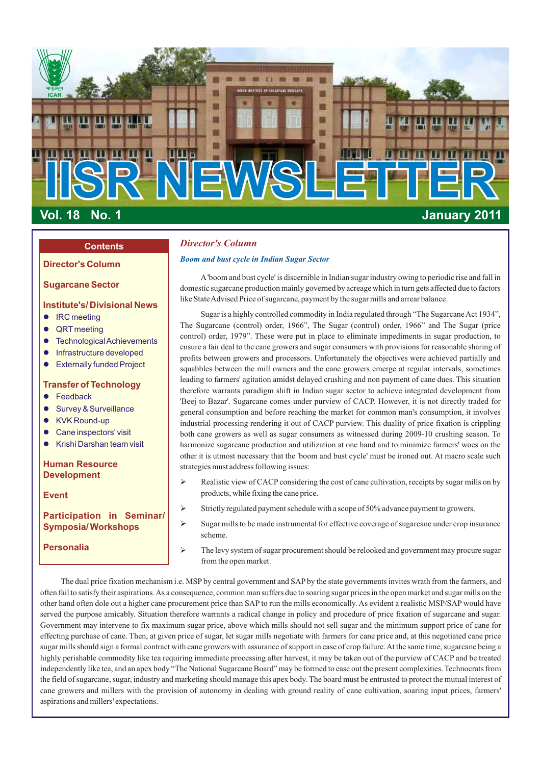# IISR NEWSLETTER

**Vol. 18 No. 1** **January 2011**

## Contents

**Director's Column**

**Sugarcane Sector**

**Institute's/ Divisional News**
- IRC meeting
- QRT meeting
- Technological Achievements
- Infrastructure developed
- Externally funded Project

**Transfer of Technology**
- Feedback
- Survey & Surveillance
- KVK Round-up
- Cane inspectors' visit
- Krishi Darshan team visit

**Human Resource Development**

**Event**

**Participation in Seminar/ Symposia/ Workshops**

**Personalia**

## *Director's Column*

### *Boom and bust cycle in Indian Sugar Sector*

A 'boom and bust cycle' is discernible in Indian sugar industry owing to periodic rise and fall in domestic sugarcane production mainly governed by acreage which in turn gets affected due to factors like State Advised Price of sugarcane, payment by the sugar mills and arrear balance.

Sugar is a highly controlled commodity in India regulated through "The Sugarcane Act 1934", The Sugarcane (control) order, 1966", The Sugar (control) order, 1966" and The Sugar (price control) order, 1979". These were put in place to eliminate impediments in sugar production, to ensure a fair deal to the cane growers and sugar consumers with provisions for reasonable sharing of profits between growers and processors. Unfortunately the objectives were achieved partially and squabbles between the mill owners and the cane growers emerge at regular intervals, sometimes leading to farmers' agitation amidst delayed crushing and non payment of cane dues. This situation therefore warrants paradigm shift in Indian sugar sector to achieve integrated development from 'Beej to Bazar'. Sugarcane comes under purview of CACP. However, it is not directly traded for general consumption and before reaching the market for common man's consumption, it involves industrial processing rendering it out of CACP purview. This duality of price fixation is crippling both cane growers as well as sugar consumers as witnessed during 2009-10 crushing season. To harmonize sugarcane production and utilization at one hand and to minimize farmers' woes on the other it is utmost necessary that the 'boom and bust cycle' must be ironed out. At macro scale such strategies must address following issues:

- Realistic view of CACP considering the cost of cane cultivation, receipts by sugar mills on by products, while fixing the cane price.
- Strictly regulated payment schedule with a scope of 50% advance payment to growers.
- Sugar mills to be made instrumental for effective coverage of sugarcane under crop insurance scheme.
- The levy system of sugar procurement should be relooked and government may procure sugar from the open market.

The dual price fixation mechanism i.e. MSP by central government and SAP by the state governments invites wrath from the farmers, and often fail to satisfy their aspirations. As a consequence, common man suffers due to soaring sugar prices in the open market and sugar mills on the other hand often dole out a higher cane procurement price than SAP to run the mills economically. As evident a realistic MSP/SAP would have served the purpose amicably. Situation therefore warrants a radical change in policy and procedure of price fixation of sugarcane and sugar. Government may intervene to fix maximum sugar price, above which mills should not sell sugar and the minimum support price of cane for effecting purchase of cane. Then, at given price of sugar, let sugar mills negotiate with farmers for cane price and, at this negotiated cane price sugar mills should sign a formal contract with cane growers with assurance of support in case of crop failure. At the same time, sugarcane being a highly perishable commodity like tea requiring immediate processing after harvest, it may be taken out of the purview of CACP and be treated independently like tea, and an apex body "The National Sugarcane Board" may be formed to ease out the present complexities. Technocrats from the field of sugarcane, sugar, industry and marketing should manage this apex body. The board must be entrusted to protect the mutual interest of cane growers and millers with the provision of autonomy in dealing with ground reality of cane cultivation, soaring input prices, farmers' aspirations and millers' expectations.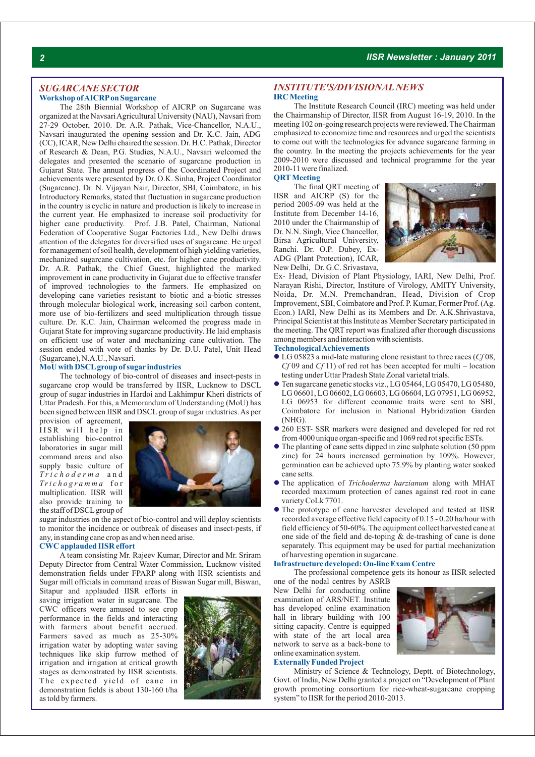## SUGARCANE SECTOR

### Workshop of AICRP on Sugarcane

The 28th Biennial Workshop of AICRP on Sugarcane was organized at the Navsari Agricultural University (NAU), Navsari from 27-29 October, 2010. Dr. A.R. Pathak, Vice-Chancellor, N.A.U., Navsari inaugurated the opening session and Dr. K.C. Jain, ADG (CC), ICAR, New Delhi chaired the session. Dr. H.C. Pathak, Director of Research & Dean, P.G. Studies, N.A.U., Navsari welcomed the delegates and presented the scenario of sugarcane production in Gujarat State. The annual progress of the Coordinated Project and achievements were presented by Dr. O.K. Sinha, Project Coordinator (Sugarcane). Dr. N. Vijayan Nair, Director, SBI, Coimbatore, in his Introductory Remarks, stated that fluctuation in sugarcane production in the country is cyclic in nature and production is likely to increase in the current year. He emphasized to increase soil productivity for higher cane productivity. Prof. J.B. Patel, Chairman, National Federation of Cooperative Sugar Factories Ltd., New Delhi draws attention of the delegates for diversified uses of sugarcane. He urged for management of soil health, development of high yielding varieties, mechanized sugarcane cultivation, etc. for higher cane productivity. Dr. A.R. Pathak, the Chief Guest, highlighted the marked improvement in cane productivity in Gujarat due to effective transfer of improved technologies to the farmers. He emphasized on developing cane varieties resistant to biotic and a-biotic stresses through molecular biological work, increasing soil carbon content, more use of bio-fertilizers and seed multiplication through tissue culture. Dr. K.C. Jain, Chairman welcomed the progress made in Gujarat State for improving sugarcane productivity. He laid emphasis on efficient use of water and mechanizing cane cultivation. The session ended with vote of thanks by Dr. D.U. Patel, Unit Head (Sugarcane), N.A.U., Navsari.

### MoU with DSCL group of sugar industries

The technology of bio-control of diseases and insect-pests in sugarcane crop would be transferred by IISR, Lucknow to DSCL group of sugar industries in Hardoi and Lakhimpur Kheri districts of Uttar Pradesh. For this, a Memorandum of Understanding (MoU) has been signed between IISR and DSCL group of sugar industries. As per provision of agreement, IISR will help in establishing bio-control laboratories in sugar mill command areas and also supply basic culture of *Trichoderma* and *Trichogramma* for multiplication. IISR will also provide training to the staff of DSCL group of sugar industries on the aspect of bio-control and will deploy scientists to monitor the incidence or outbreak of diseases and insect-pests, if any, in standing cane crop as and when need arise.

### CWC applauded IISR effort

A team consisting Mr. Rajeev Kumar, Director and Mr. Sriram Deputy Director from Central Water Commission, Lucknow visited demonstration fields under FPARP along with IISR scientists and Sugar mill officials in command areas of Biswan Sugar mill, Biswan, Sitapur and applauded IISR efforts in saving irrigation water in sugarcane. The CWC officers were amused to see crop performance in the fields and interacting with farmers about benefit accrued. Farmers saved as much as 25-30% irrigation water by adopting water saving techniques like skip furrow method of irrigation and irrigation at critical growth stages as demonstrated by IISR scientists. The expected yield of cane in demonstration fields is about 130-160 t/ha as told by farmers.

## INSTITUTE'S/DIVISIONAL NEWS

### IRC Meeting

The Institute Research Council (IRC) meeting was held under the Chairmanship of Director, IISR from August 16-19, 2010. In the meeting 102 on-going research projects were reviewed. The Chairman emphasized to economize time and resources and urged the scientists to come out with the technologies for advance sugarcane farming in the country. In the meeting the projects achievements for the year 2009-2010 were discussed and technical programme for the year 2010-11 were finalized.

### QRT Meeting

The final QRT meeting of IISR and AICRP (S) for the period 2005-09 was held at the Institute from December 14-16, 2010 under the Chairmanship of Dr. N.N. Singh, Vice Chancellor, Birsa Agricultural University, Ranchi. Dr. O.P. Dubey, Ex-ADG (Plant Protection), ICAR, New Delhi, Dr. G.C. Srivastava, Ex- Head, Division of Plant Physiology, IARI, New Delhi, Prof. Narayan Rishi, Director, Institute of Virology, AMITY University, Noida, Dr. M.N. Premchandran, Head, Division of Crop Improvement, SBI, Coimbatore and Prof. P. Kumar, Former Prof. (Ag. Econ.) IARI, New Delhi as its Members and Dr. A.K.Shrivastava, Principal Scientist at this Institute as Member Secretary participated in the meeting. The QRT report was finalized after thorough discussions among members and interaction with scientists.

### Technological Achievements

- LG 05823 a mid-late maturing clone resistant to three races (*Cf* 08, *Cf* 09 and *Cf* 11) of red rot has been accepted for multi – location testing under Uttar Pradesh State Zonal varietal trials.
- Ten sugarcane genetic stocks viz., LG 05464, LG 05470, LG 05480, LG 06601, LG 06602, LG 06603, LG 06604, LG 07951, LG 06952, LG 06953 for different economic traits were sent to SBI, Coimbatore for inclusion in National Hybridization Garden (NHG).
- 260 EST- SSR markers were designed and developed for red rot from 4000 unique organ-specific and 1069 red rot specific ESTs.
- The planting of cane setts dipped in zinc sulphate solution (50 ppm zinc) for 24 hours increased germination by 109%. However, germination can be achieved upto 75.9% by planting water soaked cane setts.
- The application of *Trichoderma harzianum* along with MHAT recorded maximum protection of canes against red root in cane variety CoLk 7701.
- The prototype of cane harvester developed and tested at IISR recorded average effective field capacity of 0.15 - 0.20 ha/hour with field efficiency of 50-60%. The equipment collect harvested cane at one side of the field and de-toping & de-trashing of cane is done separately. This equipment may be used for partial mechanization of harvesting operation in sugarcane.

### Infrastructure developed: On-line Exam Centre

The professional competence gets its honour as IISR selected one of the nodal centres by ASRB New Delhi for conducting online examination of ARS/NET. Institute has developed online examination hall in library building with 100 sitting capacity. Centre is equipped with state of the art local area network to serve as a back-bone to online examination system.

### Externally Funded Project

Ministry of Science & Technology, Deptt. of Biotechnology, Govt. of India, New Delhi granted a project on "Development of Plant growth promoting consortium for rice-wheat-sugarcane cropping system" to IISR for the period 2010-2013.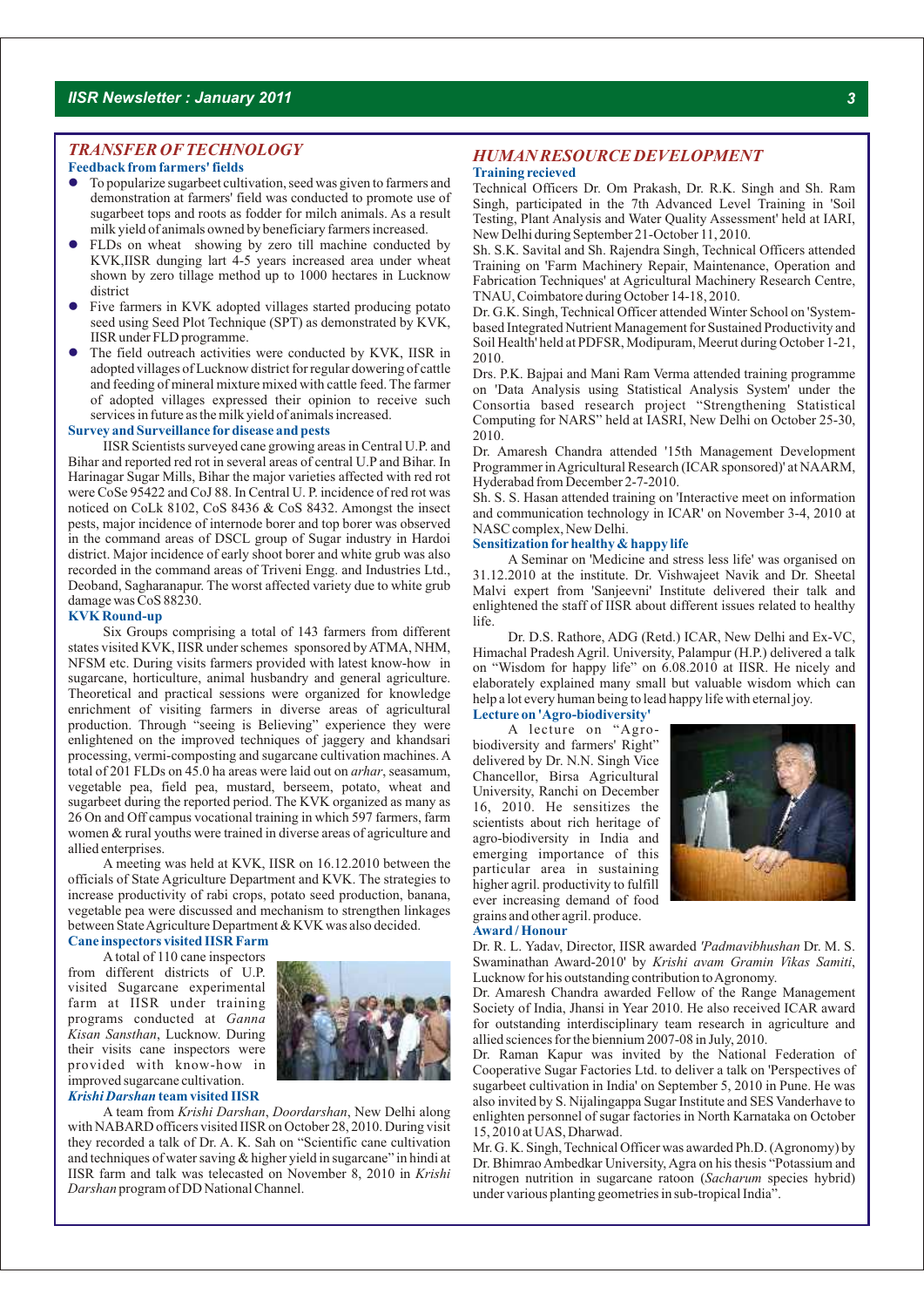## TRANSFER OF TECHNOLOGY

### Feedback from farmers' fields

- To popularize sugarbeet cultivation, seed was given to farmers and demonstration at farmers' field was conducted to promote use of sugarbeet tops and roots as fodder for milch animals. As a result milk yield of animals owned by beneficiary farmers increased.
- FLDs on wheat showing by zero till machine conducted by KVK,IISR dunging lart 4-5 years increased area under wheat shown by zero tillage method up to 1000 hectares in Lucknow district
- Five farmers in KVK adopted villages started producing potato seed using Seed Plot Technique (SPT) as demonstrated by KVK, IISR under FLD programme.
- The field outreach activities were conducted by KVK, IISR in adopted villages of Lucknow district for regular dowering of cattle and feeding of mineral mixture mixed with cattle feed. The farmer of adopted villages expressed their opinion to receive such services in future as the milk yield of animals increased.

### Survey and Surveillance for disease and pests

IISR Scientists surveyed cane growing areas in Central U.P. and Bihar and reported red rot in several areas of central U.P and Bihar. In Harinagar Sugar Mills, Bihar the major varieties affected with red rot were CoSe 95422 and CoJ 88. In Central U. P. incidence of red rot was noticed on CoLk 8102, CoS 8436 & CoS 8432. Amongst the insect pests, major incidence of internode borer and top borer was observed in the command areas of DSCL group of Sugar industry in Hardoi district. Major incidence of early shoot borer and white grub was also recorded in the command areas of Triveni Engg. and Industries Ltd., Deoband, Sagharanapur. The worst affected variety due to white grub damage was CoS 88230.

### KVK Round-up

Six Groups comprising a total of 143 farmers from different states visited KVK, IISR under schemes sponsored by ATMA, NHM, NFSM etc. During visits farmers provided with latest know-how in sugarcane, horticulture, animal husbandry and general agriculture. Theoretical and practical sessions were organized for knowledge enrichment of visiting farmers in diverse areas of agricultural production. Through "seeing is Believing" experience they were enlightened on the improved techniques of jaggery and khandsari processing, vermi-composting and sugarcane cultivation machines. A total of 201 FLDs on 45.0 ha areas were laid out on *arhar*, seasamum, vegetable pea, field pea, mustard, berseem, potato, wheat and sugarbeet during the reported period. The KVK organized as many as 26 On and Off campus vocational training in which 597 farmers, farm women & rural youths were trained in diverse areas of agriculture and allied enterprises.

A meeting was held at KVK, IISR on 16.12.2010 between the officials of State Agriculture Department and KVK. The strategies to increase productivity of rabi crops, potato seed production, banana, vegetable pea were discussed and mechanism to strengthen linkages between State Agriculture Department & KVK was also decided.

### Cane inspectors visited IISR Farm

A total of 110 cane inspectors from different districts of U.P. visited Sugarcane experimental farm at IISR under training programs conducted at *Ganna Kisan Sansthan*, Lucknow. During their visits cane inspectors were provided with know-how in improved sugarcane cultivation.

### *Krishi Darshan* team visited IISR

A team from *Krishi Darshan*, *Doordarshan*, New Delhi along with NABARD officers visited IISR on October 28, 2010. During visit they recorded a talk of Dr. A. K. Sah on "Scientific cane cultivation and techniques of water saving & higher yield in sugarcane" in hindi at IISR farm and talk was telecasted on November 8, 2010 in *Krishi Darshan* program of DD National Channel.

## HUMAN RESOURCE DEVELOPMENT

### Training recieved

Technical Officers Dr. Om Prakash, Dr. R.K. Singh and Sh. Ram Singh, participated in the 7th Advanced Level Training in 'Soil Testing, Plant Analysis and Water Quality Assessment' held at IARI, New Delhi during September 21-October 11, 2010.

Sh. S.K. Savital and Sh. Rajendra Singh, Technical Officers attended Training on 'Farm Machinery Repair, Maintenance, Operation and Fabrication Techniques' at Agricultural Machinery Research Centre, TNAU, Coimbatore during October 14-18, 2010.

Dr. G.K. Singh, Technical Officer attended Winter School on 'System-based Integrated Nutrient Management for Sustained Productivity and Soil Health' held at PDFSR, Modipuram, Meerut during October 1-21, 2010.

Drs. P.K. Bajpai and Mani Ram Verma attended training programme on 'Data Analysis using Statistical Analysis System' under the Consortia based research project "Strengthening Statistical Computing for NARS" held at IASRI, New Delhi on October 25-30, 2010.

Dr. Amaresh Chandra attended '15th Management Development Programmer in Agricultural Research (ICAR sponsored)' at NAARM, Hyderabad from December 2-7-2010.

Sh. S. S. Hasan attended training on 'Interactive meet on information and communication technology in ICAR' on November 3-4, 2010 at NASC complex, New Delhi.

### Sensitization for healthy & happy life

A Seminar on 'Medicine and stress less life' was organised on 31.12.2010 at the institute. Dr. Vishwajeet Navik and Dr. Sheetal Malvi expert from 'Sanjeevni' Institute delivered their talk and enlightened the staff of IISR about different issues related to healthy life.

Dr. D.S. Rathore, ADG (Retd.) ICAR, New Delhi and Ex-VC, Himachal Pradesh Agril. University, Palampur (H.P.) delivered a talk on "Wisdom for happy life" on 6.08.2010 at IISR. He nicely and elaborately explained many small but valuable wisdom which can help a lot every human being to lead happy life with eternal joy.

### Lecture on 'Agro-biodiversity'

A lecture on "Agro-biodiversity and farmers' Right" delivered by Dr. N.N. Singh Vice Chancellor, Birsa Agricultural University, Ranchi on December 16, 2010. He sensitizes the scientists about rich heritage of agro-biodiversity in India and emerging importance of this particular area in sustaining higher agril. productivity to fulfill ever increasing demand of food grains and other agril. produce.

### Award / Honour

Dr. R. L. Yadav, Director, IISR awarded *'Padmavibhushan* Dr. M. S. Swaminathan Award-2010' by *Krishi avam Gramin Vikas Samiti*, Lucknow for his outstanding contribution to Agronomy.

Dr. Amaresh Chandra awarded Fellow of the Range Management Society of India, Jhansi in Year 2010. He also received ICAR award for outstanding interdisciplinary team research in agriculture and allied sciences for the biennium 2007-08 in July, 2010.

Dr. Raman Kapur was invited by the National Federation of Cooperative Sugar Factories Ltd. to deliver a talk on 'Perspectives of sugarbeet cultivation in India' on September 5, 2010 in Pune. He was also invited by S. Nijalingappa Sugar Institute and SES Vanderhave to enlighten personnel of sugar factories in North Karnataka on October 15, 2010 at UAS, Dharwad.

Mr. G. K. Singh, Technical Officer was awarded Ph.D. (Agronomy) by Dr. Bhimrao Ambedkar University, Agra on his thesis "Potassium and nitrogen nutrition in sugarcane ratoon (*Sacharum* species hybrid) under various planting geometries in sub-tropical India".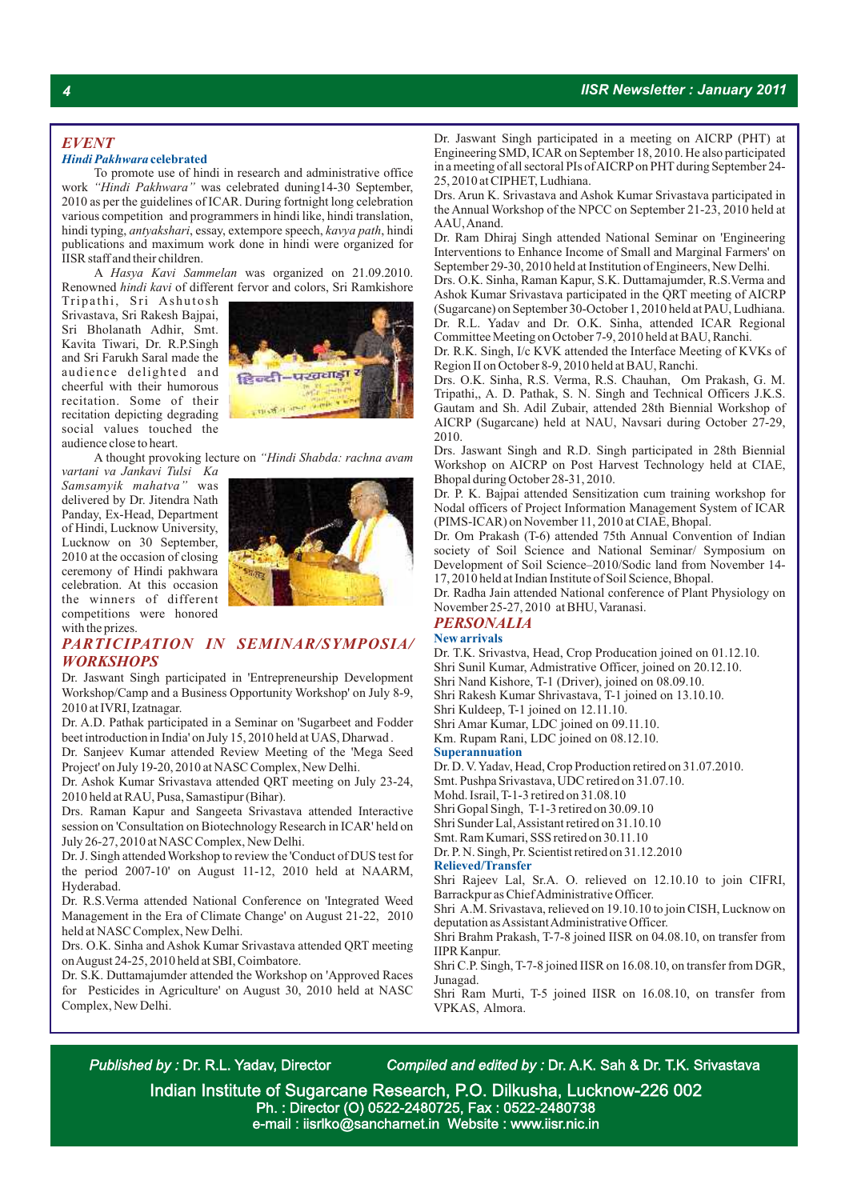## *EVENT*

### *Hindi Pakhwara* celebrated

To promote use of hindi in research and administrative office work *"Hindi Pakhwara"* was celebrated duning14-30 September, 2010 as per the guidelines of ICAR. During fortnight long celebration various competition and programmers in hindi like, hindi translation, hindi typing, *antyakshari*, essay, extempore speech, *kavya path*, hindi publications and maximum work done in hindi were organized for IISR staff and their children.

A *Hasya Kavi Sammelan* was organized on 21.09.2010. Renowned *hindi kavi* of different fervor and colors, Sri Ramkishore Tripathi, Sri Ashutosh Srivastava, Sri Rakesh Bajpai, Sri Bholanath Adhir, Smt. Kavita Tiwari, Dr. R.P.Singh and Sri Farukh Saral made the audience delighted and cheerful with their humorous recitation. Some of their recitation depicting degrading social values touched the audience close to heart.

A thought provoking lecture on *"Hindi Shabda: rachna avam vartani va Jankavi Tulsi Ka Samsamyik mahatva"* was delivered by Dr. Jitendra Nath Panday, Ex-Head, Department of Hindi, Lucknow University, Lucknow on 30 September, 2010 at the occasion of closing ceremony of Hindi pakhwara celebration. At this occasion the winners of different competitions were honored with the prizes.

## *PARTICIPATION IN SEMINAR/SYMPOSIA/ WORKSHOPS*

Dr. Jaswant Singh participated in 'Entrepreneurship Development Workshop/Camp and a Business Opportunity Workshop' on July 8-9, 2010 at IVRI, Izatnagar.

Dr. A.D. Pathak participated in a Seminar on 'Sugarbeet and Fodder beet introduction in India' on July 15, 2010 held at UAS, Dharwad .

Dr. Sanjeev Kumar attended Review Meeting of the 'Mega Seed Project' on July 19-20, 2010 at NASC Complex, New Delhi.

Dr. Ashok Kumar Srivastava attended QRT meeting on July 23-24, 2010 held at RAU, Pusa, Samastipur (Bihar).

Drs. Raman Kapur and Sangeeta Srivastava attended Interactive session on 'Consultation on Biotechnology Research in ICAR' held on July 26-27, 2010 at NASC Complex, New Delhi.

Dr. J. Singh attended Workshop to review the 'Conduct of DUS test for the period 2007-10' on August 11-12, 2010 held at NAARM, Hyderabad.

Dr. R.S.Verma attended National Conference on 'Integrated Weed Management in the Era of Climate Change' on August 21-22, 2010 held at NASC Complex, New Delhi.

Drs. O.K. Sinha and Ashok Kumar Srivastava attended QRT meeting on August 24-25, 2010 held at SBI, Coimbatore.

Dr. S.K. Duttamajumder attended the Workshop on 'Approved Races for Pesticides in Agriculture' on August 30, 2010 held at NASC Complex, New Delhi.

Dr. Jaswant Singh participated in a meeting on AICRP (PHT) at Engineering SMD, ICAR on September 18, 2010. He also participated in a meeting of all sectoral PIs of AICRP on PHT during September 24-25, 2010 at CIPHET, Ludhiana.

Drs. Arun K. Srivastava and Ashok Kumar Srivastava participated in the Annual Workshop of the NPCC on September 21-23, 2010 held at AAU, Anand.

Dr. Ram Dhiraj Singh attended National Seminar on 'Engineering Interventions to Enhance Income of Small and Marginal Farmers' on September 29-30, 2010 held at Institution of Engineers, New Delhi.

Drs. O.K. Sinha, Raman Kapur, S.K. Duttamajumder, R.S.Verma and Ashok Kumar Srivastava participated in the QRT meeting of AICRP (Sugarcane) on September 30-October 1, 2010 held at PAU, Ludhiana.

Dr. R.L. Yadav and Dr. O.K. Sinha, attended ICAR Regional Committee Meeting on October 7-9, 2010 held at BAU, Ranchi.

Dr. R.K. Singh, I/c KVK attended the Interface Meeting of KVKs of Region II on October 8-9, 2010 held at BAU, Ranchi.

Drs. O.K. Sinha, R.S. Verma, R.S. Chauhan, Om Prakash, G. M. Tripathi,, A. D. Pathak, S. N. Singh and Technical Officers J.K.S. Gautam and Sh. Adil Zubair, attended 28th Biennial Workshop of AICRP (Sugarcane) held at NAU, Navsari during October 27-29, 2010.

Drs. Jaswant Singh and R.D. Singh participated in 28th Biennial Workshop on AICRP on Post Harvest Technology held at CIAE, Bhopal during October 28-31, 2010.

Dr. P. K. Bajpai attended Sensitization cum training workshop for Nodal officers of Project Information Management System of ICAR (PIMS-ICAR) on November 11, 2010 at CIAE, Bhopal.

Dr. Om Prakash (T-6) attended 75th Annual Convention of Indian society of Soil Science and National Seminar/ Symposium on Development of Soil Science–2010/Sodic land from November 14-17, 2010 held at Indian Institute of Soil Science, Bhopal.

Dr. Radha Jain attended National conference of Plant Physiology on November 25-27, 2010 at BHU, Varanasi.

## *PERSONALIA*

### New arrivals

Dr. T.K. Srivastva, Head, Crop Producation joined on 01.12.10.
Shri Sunil Kumar, Admistrative Officer, joined on 20.12.10.
Shri Nand Kishore, T-1 (Driver), joined on 08.09.10.
Shri Rakesh Kumar Shrivastava, T-1 joined on 13.10.10.
Shri Kuldeep, T-1 joined on 12.11.10.
Shri Amar Kumar, LDC joined on 09.11.10.
Km. Rupam Rani, LDC joined on 08.12.10.

### Superannuation

Dr. D. V. Yadav, Head, Crop Production retired on 31.07.2010.
Smt. Pushpa Srivastava, UDC retired on 31.07.10.
Mohd. Israil, T-1-3 retired on 31.08.10
Shri Gopal Singh, T-1-3 retired on 30.09.10
Shri Sunder Lal, Assistant retired on 31.10.10
Smt. Ram Kumari, SSS retired on 30.11.10
Dr. P. N. Singh, Pr. Scientist retired on 31.12.2010

### Relieved/Transfer

Shri Rajeev Lal, Sr.A. O. relieved on 12.10.10 to join CIFRI, Barrackpur as Chief Administrative Officer.

Shri A.M. Srivastava, relieved on 19.10.10 to join CISH, Lucknow on deputation as Assistant Administrative Officer.

Shri Brahm Prakash, T-7-8 joined IISR on 04.08.10, on transfer from IIPR Kanpur.

Shri C.P. Singh, T-7-8 joined IISR on 16.08.10, on transfer from DGR, Junagad.

Shri Ram Murti, T-5 joined IISR on 16.08.10, on transfer from VPKAS, Almora.

*Published by :* Dr. R.L. Yadav, Director *Compiled and edited by :* Dr. A.K. Sah & Dr. T.K. Srivastava

Indian Institute of Sugarcane Research, P.O. Dilkusha, Lucknow-226 002
Ph. : Director (O) 0522-2480725, Fax : 0522-2480738
e-mail : iisrlko@sancharnet.in Website : www.iisr.nic.in